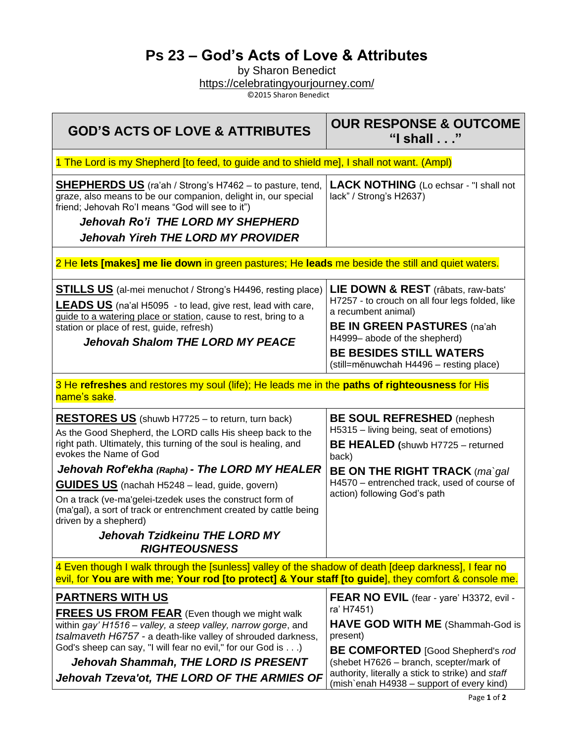# Ps 23 – God's Acts of Love & Attributes

by Sharon Benedict
https://celebratingyourjourney.com/
©2015 Sharon Benedict

| GOD'S ACTS OF LOVE & ATTRIBUTES | OUR RESPONSE & OUTCOME "I shall . . ." |
|---|---|
| 1 The Lord is my Shepherd [to feed, to guide and to shield me], I shall not want. (Ampl) | |
| **SHEPHERDS US** (ra'ah / Strong's H7462 – to pasture, tend, graze, also means to be our companion, delight in, our special friend; Jehovah Ro'I means "God will see to it")<br>***Jehovah Ro'i THE LORD MY SHEPHERD***<br>***Jehovah Yireh THE LORD MY PROVIDER*** | **LACK NOTHING** (Lo echsar - "I shall not lack" / Strong's H2637) |
| 2 He **lets [makes] me lie down** in green pastures; He **leads** me beside the still and quiet waters. | |
| **STILLS US** (al-mei menuchot / Strong's H4496, resting place)<br>**LEADS US** (na'al H5095 - to lead, give rest, lead with care, guide to a watering place or station, cause to rest, bring to a station or place of rest, guide, refresh)<br>***Jehovah Shalom THE LORD MY PEACE*** | **LIE DOWN & REST** (râbats, raw-bats' H7257 - to crouch on all four legs folded, like a recumbent animal)<br>**BE IN GREEN PASTURES** (na'ah H4999– abode of the shepherd)<br>**BE BESIDES STILL WATERS** (still=mĕnuwchah H4496 – resting place) |
| 3 He **refreshes** and restores my soul (life); He leads me in the **paths of righteousness** for His name's sake. | |
| **RESTORES US** (shuwb H7725 – to return, turn back)<br>As the Good Shepherd, the LORD calls His sheep back to the right path. Ultimately, this turning of the soul is healing, and evokes the Name of God<br>***Jehovah Rof'ekha (Rapha) - The LORD MY HEALER***<br>**GUIDES US** (nachah H5248 – lead, guide, govern)<br>On a track (ve-ma'gelei-tzedek uses the construct form of (ma'gal), a sort of track or entrenchment created by cattle being driven by a shepherd)<br>***Jehovah Tzidkeinu THE LORD MY RIGHTEOUSNESS*** | **BE SOUL REFRESHED** (nephesh H5315 – living being, seat of emotions)<br>**BE HEALED** (shuwb H7725 – returned back)<br>**BE ON THE RIGHT TRACK** (*ma`gal* H4570 – entrenched track, used of course of action) following God's path |
| 4 Even though I walk through the [sunless] valley of the shadow of death [deep darkness], I fear no evil, for **You are with me**; **Your rod [to protect] & Your staff [to guide**], they comfort & console me. | |
| **PARTNERS WITH US**<br>**FREES US FROM FEAR** (Even though we might walk within *gay' H1516 – valley, a steep valley, narrow gorge*, and *tsalmaveth H6757* - a death-like valley of shrouded darkness, God's sheep can say, "I will fear no evil," for our God is . . .)<br>***Jehovah Shammah, THE LORD IS PRESENT***<br>***Jehovah Tzeva'ot, THE LORD OF THE ARMIES OF*** | **FEAR NO EVIL** (fear - yare' H3372, evil - ra' H7451)<br>**HAVE GOD WITH ME** (Shammah-God is present)<br>**BE COMFORTED** [Good Shepherd's *rod* (shebet H7626 – branch, scepter/mark of authority, literally a stick to strike) and *staff* (mish`enah H4938 – support of every kind) |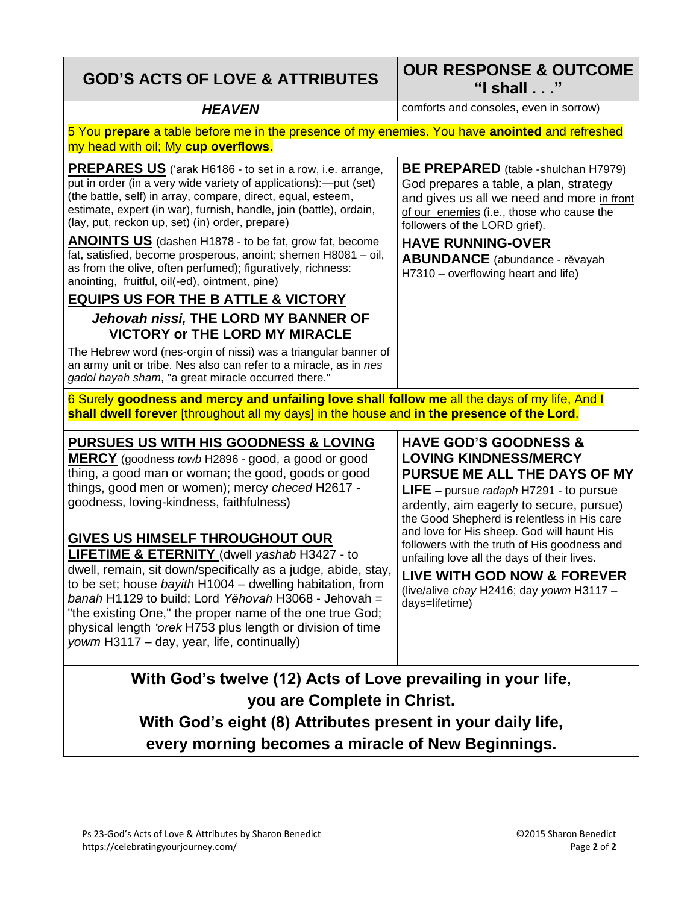| GOD'S ACTS OF LOVE & ATTRIBUTES | OUR RESPONSE & OUTCOME "I shall . . ." |
|---|---|
| ***HEAVEN*** | comforts and consoles, even in sorrow) |
| 5 You **prepare** a table before me in the presence of my enemies. You have **anointed** and refreshed my head with oil; My **cup overflows**. | |
| **PREPARES US** ('arak H6186 - to set in a row, i.e. arrange, put in order (in a very wide variety of applications):—put (set) (the battle, self) in array, compare, direct, equal, esteem, estimate, expert (in war), furnish, handle, join (battle), ordain, (lay, put, reckon up, set) (in) order, prepare)<br><br>**ANOINTS US** (dashen H1878 - to be fat, grow fat, become fat, satisfied, become prosperous, anoint; shemen H8081 – oil, as from the olive, often perfumed); figuratively, richness: anointing, fruitful, oil(-ed), ointment, pine)<br><br>**EQUIPS US FOR THE B ATTLE & VICTORY**<br><br>***Jehovah nissi,* THE LORD MY BANNER OF VICTORY or THE LORD MY MIRACLE**<br><br>The Hebrew word (nes-orgin of nissi) was a triangular banner of an army unit or tribe. Nes also can refer to a miracle, as in *nes gadol hayah sham*, "a great miracle occurred there." | **BE PREPARED** (table -shulchan H7979) God prepares a table, a plan, strategy and gives us all we need and more in front of our enemies (i.e., those who cause the followers of the LORD grief).<br><br>**HAVE RUNNING-OVER ABUNDANCE** (abundance - rĕvayah H7310 – overflowing heart and life) |
| 6 Surely **goodness and mercy and unfailing love shall follow me** all the days of my life, And I **shall dwell forever** [throughout all my days] in the house and **in the presence of the Lord**. | |
| **PURSUES US WITH HIS GOODNESS & LOVING MERCY** (goodness *towb* H2896 - good, a good or good thing, a good man or woman; the good, goods or good things, good men or women); mercy *checed* H2617 - goodness, loving-kindness, faithfulness)<br><br>**GIVES US HIMSELF THROUGHOUT OUR LIFETIME & ETERNITY** (dwell *yashab* H3427 - to dwell, remain, sit down/specifically as a judge, abide, stay, to be set; house *bayith* H1004 – dwelling habitation, from *banah* H1129 to build; Lord *Yĕhovah* H3068 - Jehovah = "the existing One," the proper name of the one true God; physical length *'orek* H753 plus length or division of time *yowm* H3117 – day, year, life, continually) | **HAVE GOD'S GOODNESS & LOVING KINDNESS/MERCY PURSUE ME ALL THE DAYS OF MY LIFE –** pursue *radaph* H7291 - to pursue ardently, aim eagerly to secure, pursue) the Good Shepherd is relentless in His care and love for His sheep. God will haunt His followers with the truth of His goodness and unfailing love all the days of their lives.<br><br>**LIVE WITH GOD NOW & FOREVER** (live/alive *chay* H2416; day *yowm* H3117 – days=lifetime) |

**With God's twelve (12) Acts of Love prevailing in your life, you are Complete in Christ.**
**With God's eight (8) Attributes present in your daily life, every morning becomes a miracle of New Beginnings.**